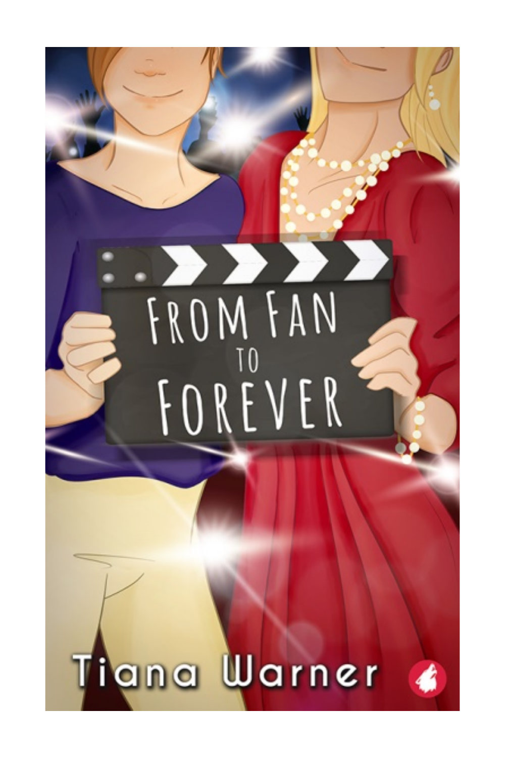# From Fan to Forever

Tiana Warner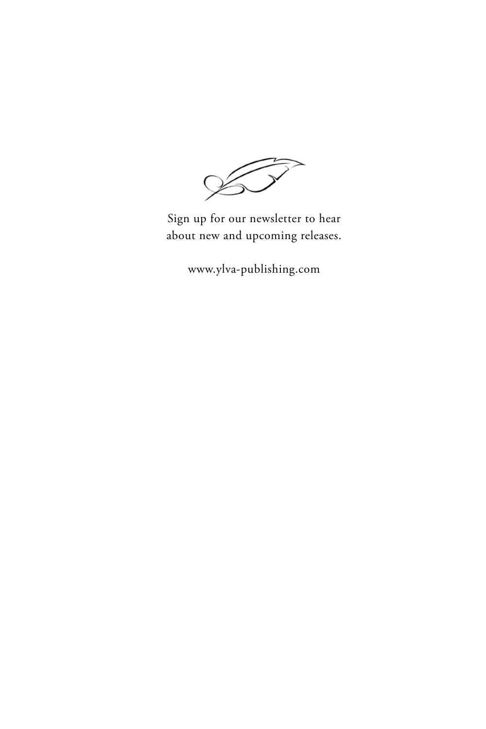Sign up for our newsletter to hear
about new and upcoming releases.

www.ylva-publishing.com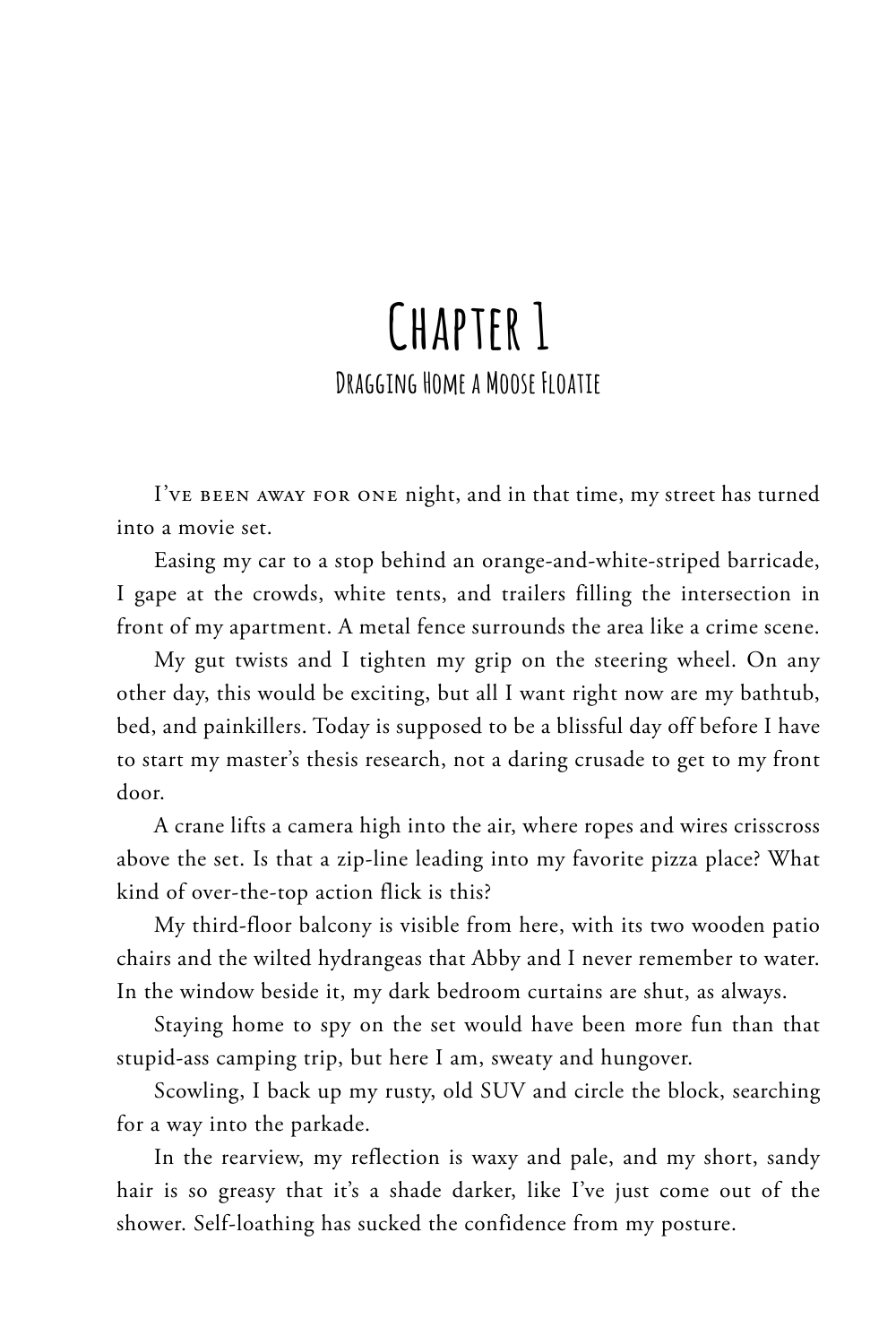# Chapter 1

## Dragging Home a Moose Floatie

I've been away for one night, and in that time, my street has turned into a movie set.

Easing my car to a stop behind an orange-and-white-striped barricade, I gape at the crowds, white tents, and trailers filling the intersection in front of my apartment. A metal fence surrounds the area like a crime scene.

My gut twists and I tighten my grip on the steering wheel. On any other day, this would be exciting, but all I want right now are my bathtub, bed, and painkillers. Today is supposed to be a blissful day off before I have to start my master's thesis research, not a daring crusade to get to my front door.

A crane lifts a camera high into the air, where ropes and wires crisscross above the set. Is that a zip-line leading into my favorite pizza place? What kind of over-the-top action flick is this?

My third-floor balcony is visible from here, with its two wooden patio chairs and the wilted hydrangeas that Abby and I never remember to water. In the window beside it, my dark bedroom curtains are shut, as always.

Staying home to spy on the set would have been more fun than that stupid-ass camping trip, but here I am, sweaty and hungover.

Scowling, I back up my rusty, old SUV and circle the block, searching for a way into the parkade.

In the rearview, my reflection is waxy and pale, and my short, sandy hair is so greasy that it's a shade darker, like I've just come out of the shower. Self-loathing has sucked the confidence from my posture.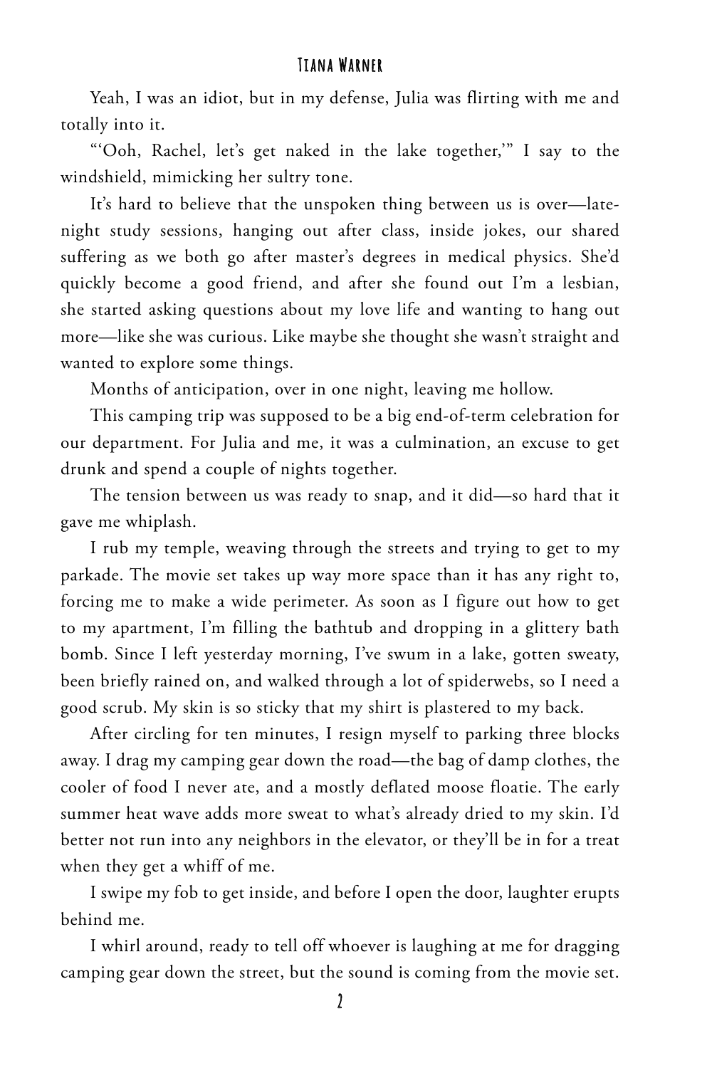Yeah, I was an idiot, but in my defense, Julia was flirting with me and totally into it.

"'Ooh, Rachel, let's get naked in the lake together,'" I say to the windshield, mimicking her sultry tone.

It's hard to believe that the unspoken thing between us is over—late-night study sessions, hanging out after class, inside jokes, our shared suffering as we both go after master's degrees in medical physics. She'd quickly become a good friend, and after she found out I'm a lesbian, she started asking questions about my love life and wanting to hang out more—like she was curious. Like maybe she thought she wasn't straight and wanted to explore some things.

Months of anticipation, over in one night, leaving me hollow.

This camping trip was supposed to be a big end-of-term celebration for our department. For Julia and me, it was a culmination, an excuse to get drunk and spend a couple of nights together.

The tension between us was ready to snap, and it did—so hard that it gave me whiplash.

I rub my temple, weaving through the streets and trying to get to my parkade. The movie set takes up way more space than it has any right to, forcing me to make a wide perimeter. As soon as I figure out how to get to my apartment, I'm filling the bathtub and dropping in a glittery bath bomb. Since I left yesterday morning, I've swum in a lake, gotten sweaty, been briefly rained on, and walked through a lot of spiderwebs, so I need a good scrub. My skin is so sticky that my shirt is plastered to my back.

After circling for ten minutes, I resign myself to parking three blocks away. I drag my camping gear down the road—the bag of damp clothes, the cooler of food I never ate, and a mostly deflated moose floatie. The early summer heat wave adds more sweat to what's already dried to my skin. I'd better not run into any neighbors in the elevator, or they'll be in for a treat when they get a whiff of me.

I swipe my fob to get inside, and before I open the door, laughter erupts behind me.

I whirl around, ready to tell off whoever is laughing at me for dragging camping gear down the street, but the sound is coming from the movie set.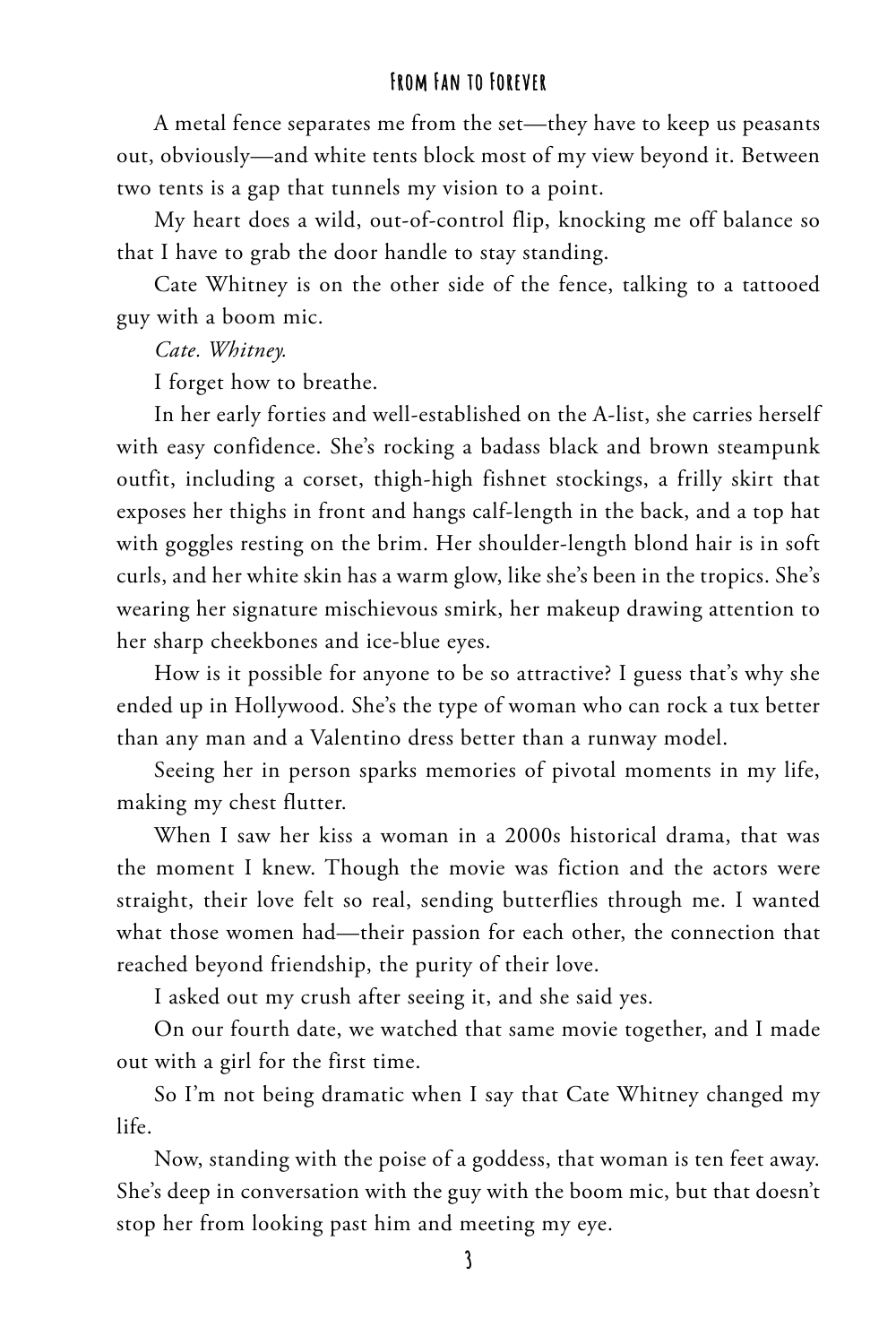A metal fence separates me from the set—they have to keep us peasants out, obviously—and white tents block most of my view beyond it. Between two tents is a gap that tunnels my vision to a point.

My heart does a wild, out-of-control flip, knocking me off balance so that I have to grab the door handle to stay standing.

Cate Whitney is on the other side of the fence, talking to a tattooed guy with a boom mic.

*Cate. Whitney.*

I forget how to breathe.

In her early forties and well-established on the A-list, she carries herself with easy confidence. She's rocking a badass black and brown steampunk outfit, including a corset, thigh-high fishnet stockings, a frilly skirt that exposes her thighs in front and hangs calf-length in the back, and a top hat with goggles resting on the brim. Her shoulder-length blond hair is in soft curls, and her white skin has a warm glow, like she's been in the tropics. She's wearing her signature mischievous smirk, her makeup drawing attention to her sharp cheekbones and ice-blue eyes.

How is it possible for anyone to be so attractive? I guess that's why she ended up in Hollywood. She's the type of woman who can rock a tux better than any man and a Valentino dress better than a runway model.

Seeing her in person sparks memories of pivotal moments in my life, making my chest flutter.

When I saw her kiss a woman in a 2000s historical drama, that was the moment I knew. Though the movie was fiction and the actors were straight, their love felt so real, sending butterflies through me. I wanted what those women had—their passion for each other, the connection that reached beyond friendship, the purity of their love.

I asked out my crush after seeing it, and she said yes.

On our fourth date, we watched that same movie together, and I made out with a girl for the first time.

So I'm not being dramatic when I say that Cate Whitney changed my life.

Now, standing with the poise of a goddess, that woman is ten feet away. She's deep in conversation with the guy with the boom mic, but that doesn't stop her from looking past him and meeting my eye.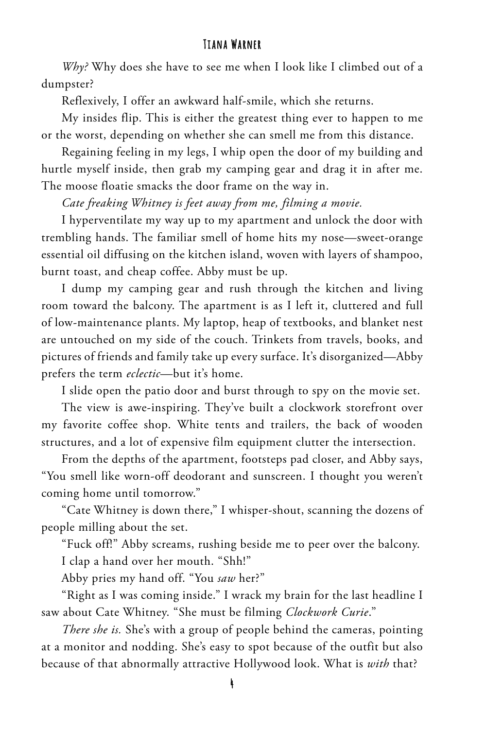*Why?* Why does she have to see me when I look like I climbed out of a dumpster?

Reflexively, I offer an awkward half-smile, which she returns.

My insides flip. This is either the greatest thing ever to happen to me or the worst, depending on whether she can smell me from this distance.

Regaining feeling in my legs, I whip open the door of my building and hurtle myself inside, then grab my camping gear and drag it in after me. The moose floatie smacks the door frame on the way in.

*Cate freaking Whitney is feet away from me, filming a movie.*

I hyperventilate my way up to my apartment and unlock the door with trembling hands. The familiar smell of home hits my nose—sweet-orange essential oil diffusing on the kitchen island, woven with layers of shampoo, burnt toast, and cheap coffee. Abby must be up.

I dump my camping gear and rush through the kitchen and living room toward the balcony. The apartment is as I left it, cluttered and full of low-maintenance plants. My laptop, heap of textbooks, and blanket nest are untouched on my side of the couch. Trinkets from travels, books, and pictures of friends and family take up every surface. It's disorganized—Abby prefers the term *eclectic*—but it's home.

I slide open the patio door and burst through to spy on the movie set.

The view is awe-inspiring. They've built a clockwork storefront over my favorite coffee shop. White tents and trailers, the back of wooden structures, and a lot of expensive film equipment clutter the intersection.

From the depths of the apartment, footsteps pad closer, and Abby says, "You smell like worn-off deodorant and sunscreen. I thought you weren't coming home until tomorrow."

"Cate Whitney is down there," I whisper-shout, scanning the dozens of people milling about the set.

"Fuck off!" Abby screams, rushing beside me to peer over the balcony.

I clap a hand over her mouth. "Shh!"

Abby pries my hand off. "You *saw* her?"

"Right as I was coming inside." I wrack my brain for the last headline I saw about Cate Whitney. "She must be filming *Clockwork Curie*."

*There she is.* She's with a group of people behind the cameras, pointing at a monitor and nodding. She's easy to spot because of the outfit but also because of that abnormally attractive Hollywood look. What is *with* that?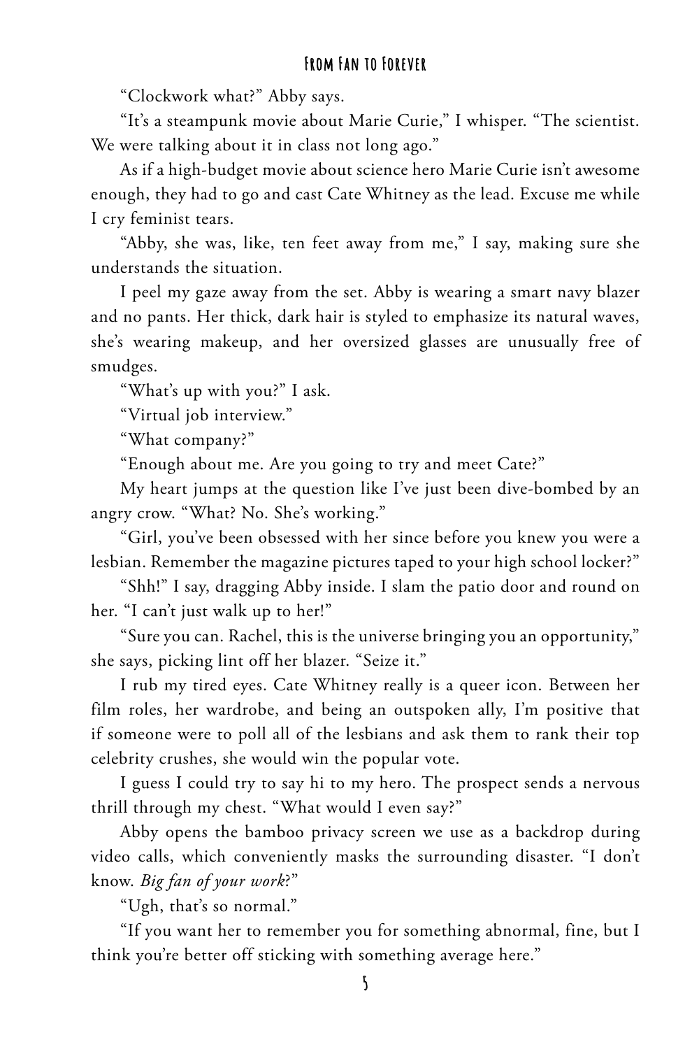"Clockwork what?" Abby says.

"It's a steampunk movie about Marie Curie," I whisper. "The scientist. We were talking about it in class not long ago."

As if a high-budget movie about science hero Marie Curie isn't awesome enough, they had to go and cast Cate Whitney as the lead. Excuse me while I cry feminist tears.

"Abby, she was, like, ten feet away from me," I say, making sure she understands the situation.

I peel my gaze away from the set. Abby is wearing a smart navy blazer and no pants. Her thick, dark hair is styled to emphasize its natural waves, she's wearing makeup, and her oversized glasses are unusually free of smudges.

"What's up with you?" I ask.

"Virtual job interview."

"What company?"

"Enough about me. Are you going to try and meet Cate?"

My heart jumps at the question like I've just been dive-bombed by an angry crow. "What? No. She's working."

"Girl, you've been obsessed with her since before you knew you were a lesbian. Remember the magazine pictures taped to your high school locker?"

"Shh!" I say, dragging Abby inside. I slam the patio door and round on her. "I can't just walk up to her!"

"Sure you can. Rachel, this is the universe bringing you an opportunity," she says, picking lint off her blazer. "Seize it."

I rub my tired eyes. Cate Whitney really is a queer icon. Between her film roles, her wardrobe, and being an outspoken ally, I'm positive that if someone were to poll all of the lesbians and ask them to rank their top celebrity crushes, she would win the popular vote.

I guess I could try to say hi to my hero. The prospect sends a nervous thrill through my chest. "What would I even say?"

Abby opens the bamboo privacy screen we use as a backdrop during video calls, which conveniently masks the surrounding disaster. "I don't know. *Big fan of your work*?"

"Ugh, that's so normal."

"If you want her to remember you for something abnormal, fine, but I think you're better off sticking with something average here."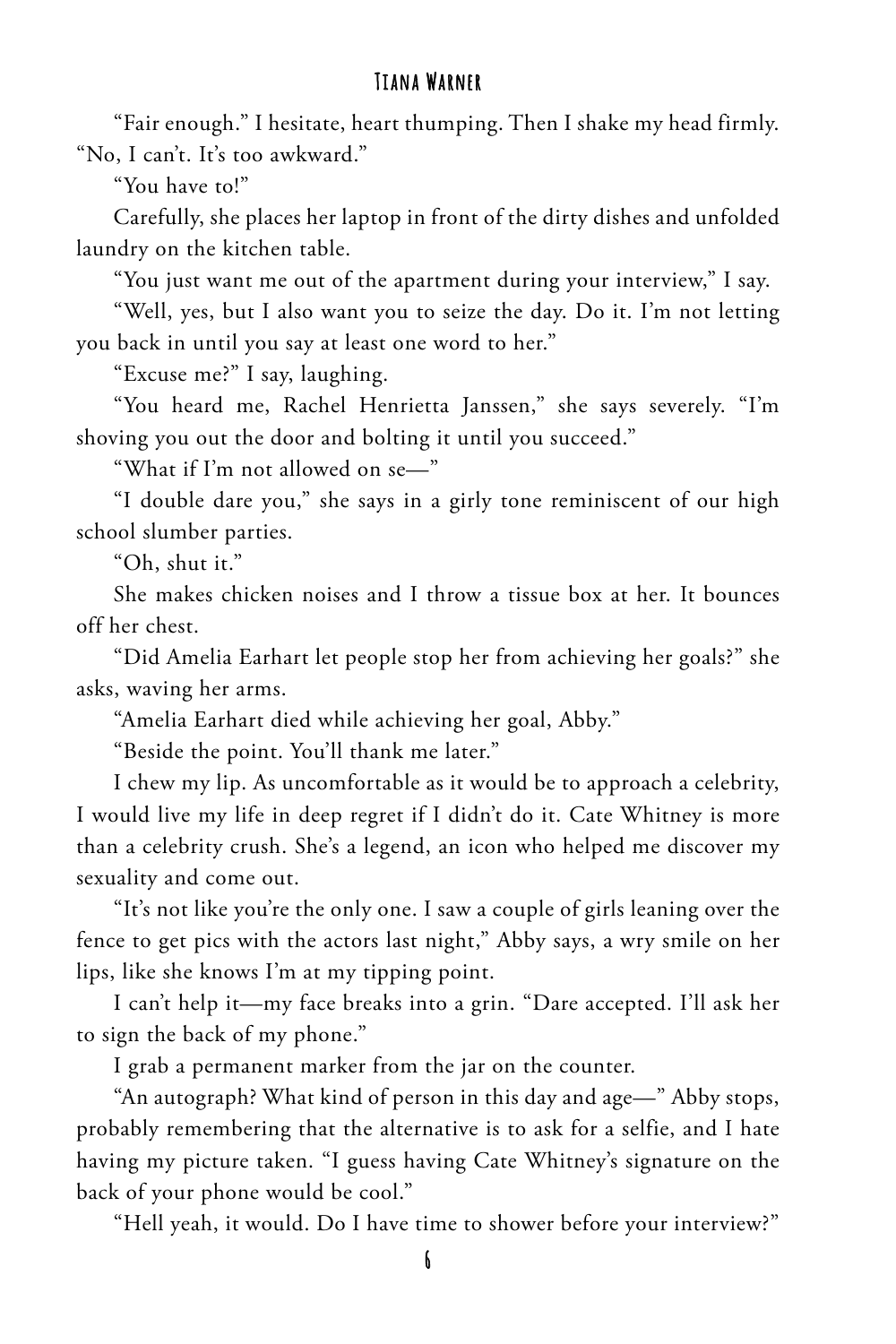"Fair enough." I hesitate, heart thumping. Then I shake my head firmly. "No, I can't. It's too awkward."

"You have to!"

Carefully, she places her laptop in front of the dirty dishes and unfolded laundry on the kitchen table.

"You just want me out of the apartment during your interview," I say.

"Well, yes, but I also want you to seize the day. Do it. I'm not letting you back in until you say at least one word to her."

"Excuse me?" I say, laughing.

"You heard me, Rachel Henrietta Janssen," she says severely. "I'm shoving you out the door and bolting it until you succeed."

"What if I'm not allowed on se—"

"I double dare you," she says in a girly tone reminiscent of our high school slumber parties.

"Oh, shut it."

She makes chicken noises and I throw a tissue box at her. It bounces off her chest.

"Did Amelia Earhart let people stop her from achieving her goals?" she asks, waving her arms.

"Amelia Earhart died while achieving her goal, Abby."

"Beside the point. You'll thank me later."

I chew my lip. As uncomfortable as it would be to approach a celebrity, I would live my life in deep regret if I didn't do it. Cate Whitney is more than a celebrity crush. She's a legend, an icon who helped me discover my sexuality and come out.

"It's not like you're the only one. I saw a couple of girls leaning over the fence to get pics with the actors last night," Abby says, a wry smile on her lips, like she knows I'm at my tipping point.

I can't help it—my face breaks into a grin. "Dare accepted. I'll ask her to sign the back of my phone."

I grab a permanent marker from the jar on the counter.

"An autograph? What kind of person in this day and age—" Abby stops, probably remembering that the alternative is to ask for a selfie, and I hate having my picture taken. "I guess having Cate Whitney's signature on the back of your phone would be cool."

"Hell yeah, it would. Do I have time to shower before your interview?"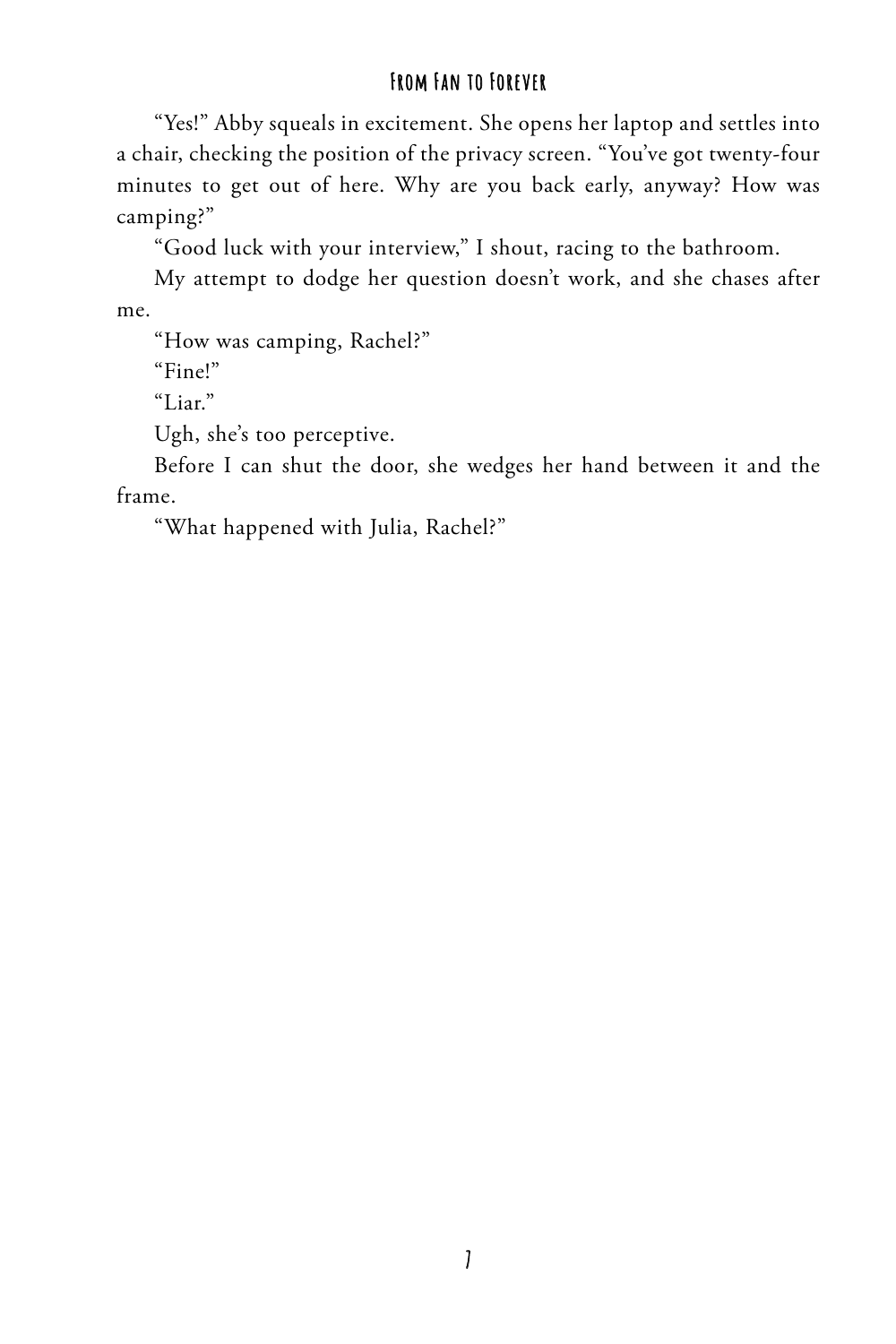"Yes!" Abby squeals in excitement. She opens her laptop and settles into a chair, checking the position of the privacy screen. "You've got twenty-four minutes to get out of here. Why are you back early, anyway? How was camping?"

"Good luck with your interview," I shout, racing to the bathroom.

My attempt to dodge her question doesn't work, and she chases after me.

"How was camping, Rachel?"

"Fine!"

"Liar."

Ugh, she's too perceptive.

Before I can shut the door, she wedges her hand between it and the frame.

"What happened with Julia, Rachel?"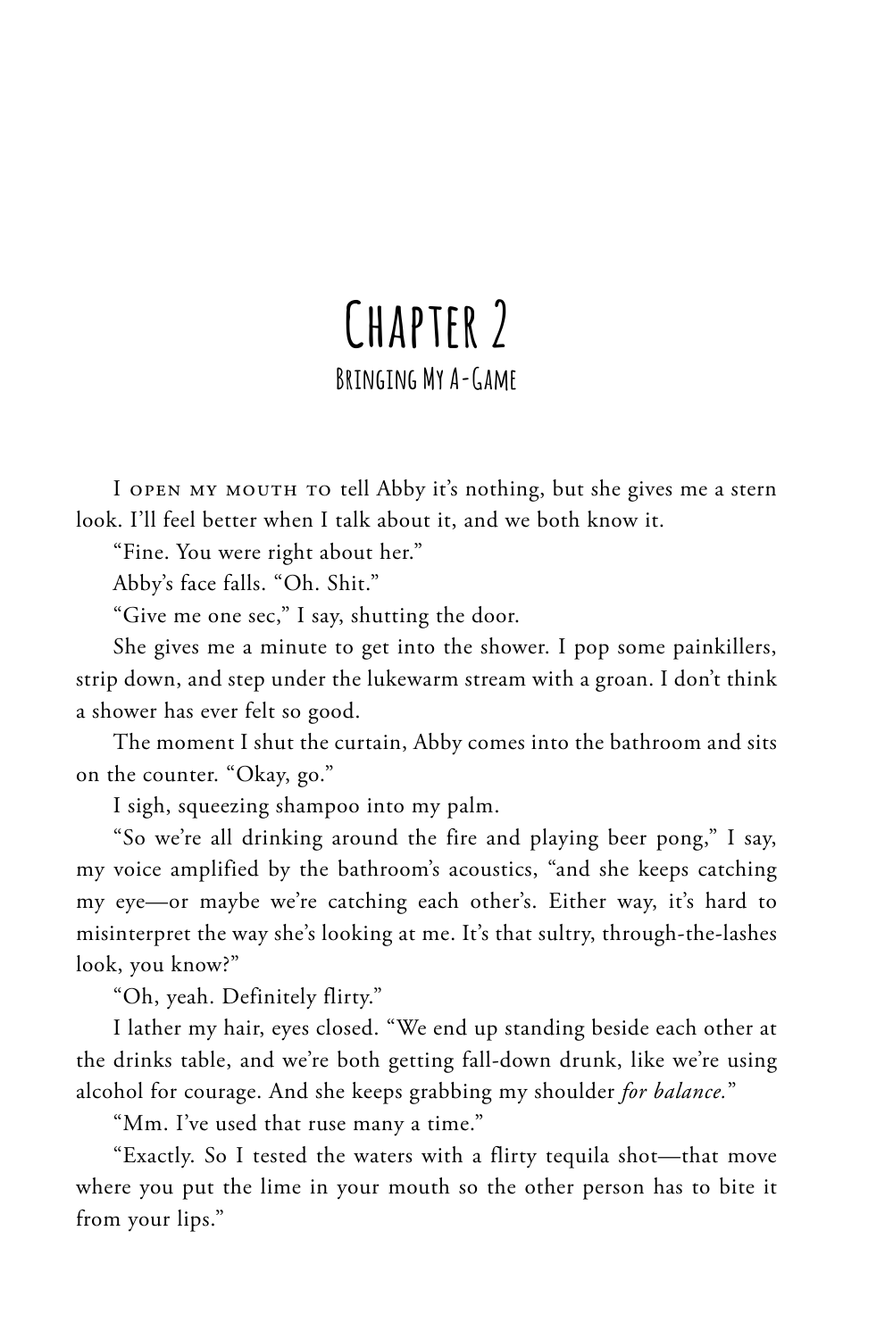# Chapter 2

## Bringing My A-Game

I open my mouth to tell Abby it's nothing, but she gives me a stern look. I'll feel better when I talk about it, and we both know it.

"Fine. You were right about her."

Abby's face falls. "Oh. Shit."

"Give me one sec," I say, shutting the door.

She gives me a minute to get into the shower. I pop some painkillers, strip down, and step under the lukewarm stream with a groan. I don't think a shower has ever felt so good.

The moment I shut the curtain, Abby comes into the bathroom and sits on the counter. "Okay, go."

I sigh, squeezing shampoo into my palm.

"So we're all drinking around the fire and playing beer pong," I say, my voice amplified by the bathroom's acoustics, "and she keeps catching my eye—or maybe we're catching each other's. Either way, it's hard to misinterpret the way she's looking at me. It's that sultry, through-the-lashes look, you know?"

"Oh, yeah. Definitely flirty."

I lather my hair, eyes closed. "We end up standing beside each other at the drinks table, and we're both getting fall-down drunk, like we're using alcohol for courage. And she keeps grabbing my shoulder *for balance.*"

"Mm. I've used that ruse many a time."

"Exactly. So I tested the waters with a flirty tequila shot—that move where you put the lime in your mouth so the other person has to bite it from your lips."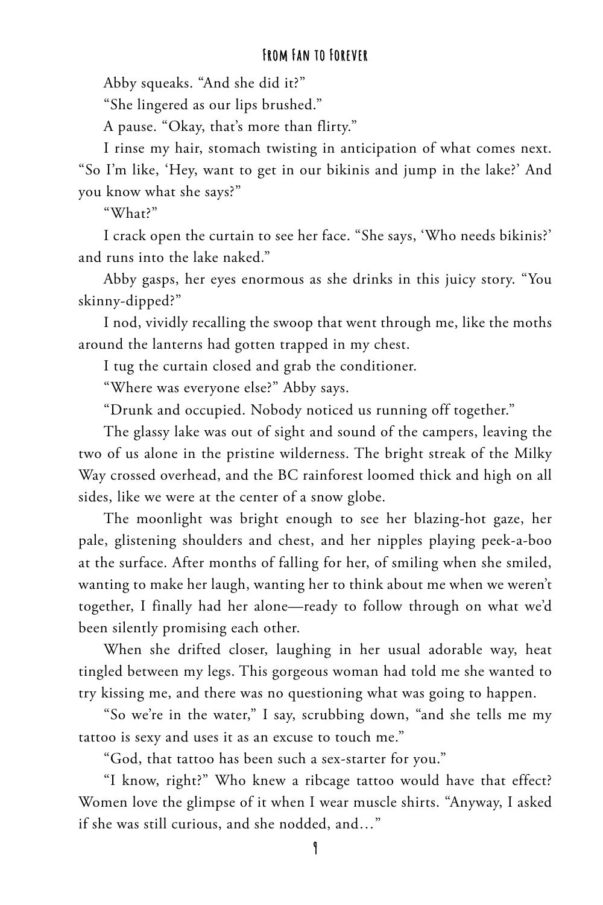Abby squeaks. "And she did it?"

"She lingered as our lips brushed."

A pause. "Okay, that's more than flirty."

I rinse my hair, stomach twisting in anticipation of what comes next. "So I'm like, 'Hey, want to get in our bikinis and jump in the lake?' And you know what she says?"

"What?"

I crack open the curtain to see her face. "She says, 'Who needs bikinis?' and runs into the lake naked."

Abby gasps, her eyes enormous as she drinks in this juicy story. "You skinny-dipped?"

I nod, vividly recalling the swoop that went through me, like the moths around the lanterns had gotten trapped in my chest.

I tug the curtain closed and grab the conditioner.

"Where was everyone else?" Abby says.

"Drunk and occupied. Nobody noticed us running off together."

The glassy lake was out of sight and sound of the campers, leaving the two of us alone in the pristine wilderness. The bright streak of the Milky Way crossed overhead, and the BC rainforest loomed thick and high on all sides, like we were at the center of a snow globe.

The moonlight was bright enough to see her blazing-hot gaze, her pale, glistening shoulders and chest, and her nipples playing peek-a-boo at the surface. After months of falling for her, of smiling when she smiled, wanting to make her laugh, wanting her to think about me when we weren't together, I finally had her alone—ready to follow through on what we'd been silently promising each other.

When she drifted closer, laughing in her usual adorable way, heat tingled between my legs. This gorgeous woman had told me she wanted to try kissing me, and there was no questioning what was going to happen.

"So we're in the water," I say, scrubbing down, "and she tells me my tattoo is sexy and uses it as an excuse to touch me."

"God, that tattoo has been such a sex-starter for you."

"I know, right?" Who knew a ribcage tattoo would have that effect? Women love the glimpse of it when I wear muscle shirts. "Anyway, I asked if she was still curious, and she nodded, and…"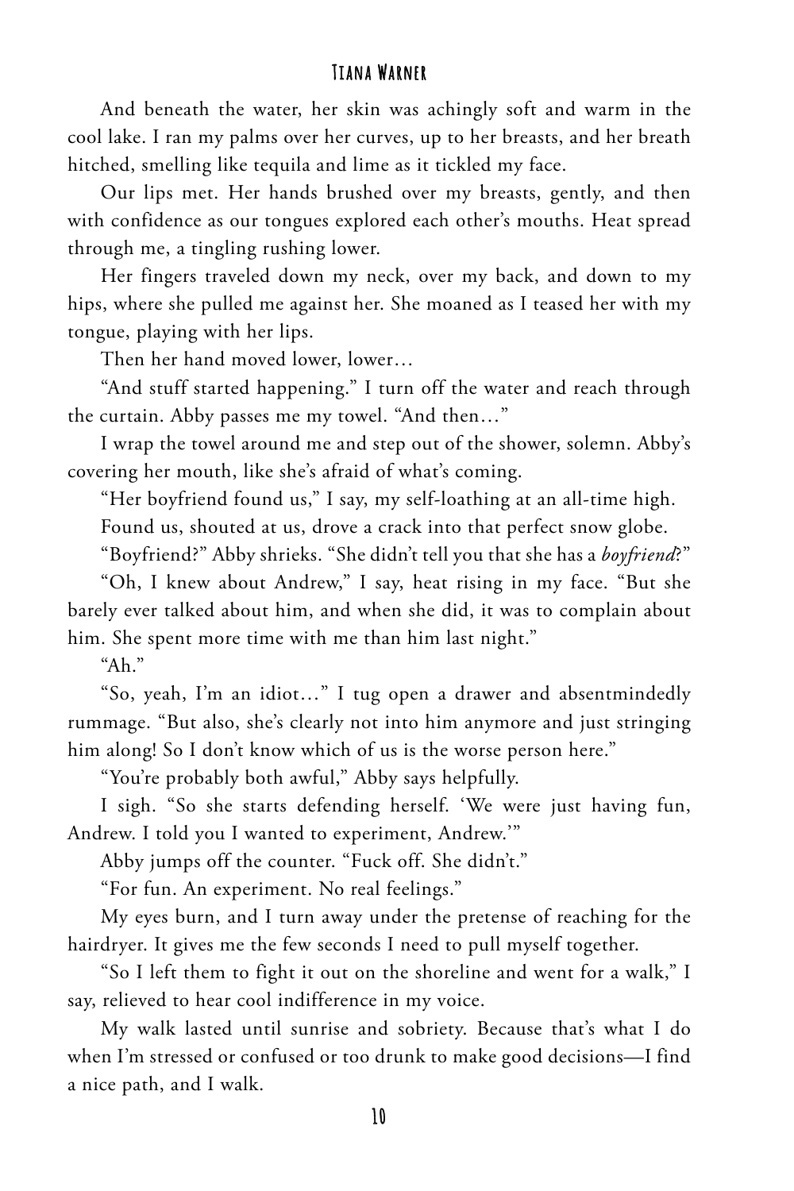And beneath the water, her skin was achingly soft and warm in the cool lake. I ran my palms over her curves, up to her breasts, and her breath hitched, smelling like tequila and lime as it tickled my face.

Our lips met. Her hands brushed over my breasts, gently, and then with confidence as our tongues explored each other's mouths. Heat spread through me, a tingling rushing lower.

Her fingers traveled down my neck, over my back, and down to my hips, where she pulled me against her. She moaned as I teased her with my tongue, playing with her lips.

Then her hand moved lower, lower…

"And stuff started happening." I turn off the water and reach through the curtain. Abby passes me my towel. "And then…"

I wrap the towel around me and step out of the shower, solemn. Abby's covering her mouth, like she's afraid of what's coming.

"Her boyfriend found us," I say, my self-loathing at an all-time high.

Found us, shouted at us, drove a crack into that perfect snow globe.

"Boyfriend?" Abby shrieks. "She didn't tell you that she has a *boyfriend*?"

"Oh, I knew about Andrew," I say, heat rising in my face. "But she barely ever talked about him, and when she did, it was to complain about him. She spent more time with me than him last night."

"Ah."

"So, yeah, I'm an idiot…" I tug open a drawer and absentmindedly rummage. "But also, she's clearly not into him anymore and just stringing him along! So I don't know which of us is the worse person here."

"You're probably both awful," Abby says helpfully.

I sigh. "So she starts defending herself. 'We were just having fun, Andrew. I told you I wanted to experiment, Andrew.'"

Abby jumps off the counter. "Fuck off. She didn't."

"For fun. An experiment. No real feelings."

My eyes burn, and I turn away under the pretense of reaching for the hairdryer. It gives me the few seconds I need to pull myself together.

"So I left them to fight it out on the shoreline and went for a walk," I say, relieved to hear cool indifference in my voice.

My walk lasted until sunrise and sobriety. Because that's what I do when I'm stressed or confused or too drunk to make good decisions—I find a nice path, and I walk.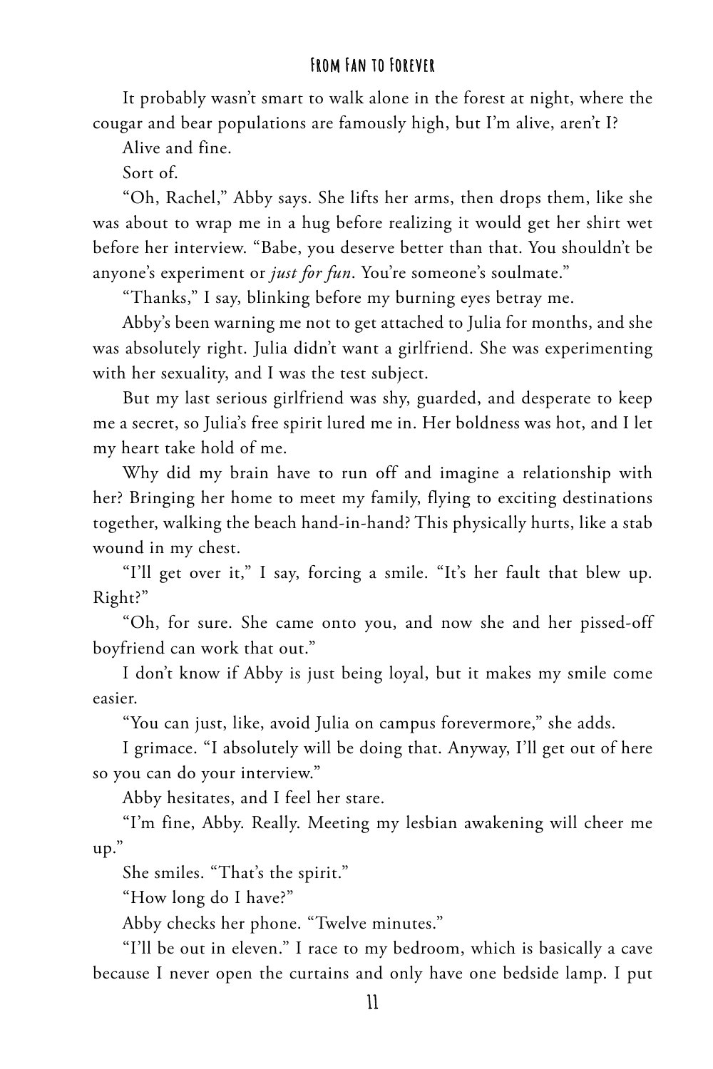It probably wasn't smart to walk alone in the forest at night, where the cougar and bear populations are famously high, but I'm alive, aren't I?

Alive and fine.

Sort of.

"Oh, Rachel," Abby says. She lifts her arms, then drops them, like she was about to wrap me in a hug before realizing it would get her shirt wet before her interview. "Babe, you deserve better than that. You shouldn't be anyone's experiment or *just for fun*. You're someone's soulmate."

"Thanks," I say, blinking before my burning eyes betray me.

Abby's been warning me not to get attached to Julia for months, and she was absolutely right. Julia didn't want a girlfriend. She was experimenting with her sexuality, and I was the test subject.

But my last serious girlfriend was shy, guarded, and desperate to keep me a secret, so Julia's free spirit lured me in. Her boldness was hot, and I let my heart take hold of me.

Why did my brain have to run off and imagine a relationship with her? Bringing her home to meet my family, flying to exciting destinations together, walking the beach hand-in-hand? This physically hurts, like a stab wound in my chest.

"I'll get over it," I say, forcing a smile. "It's her fault that blew up. Right?"

"Oh, for sure. She came onto you, and now she and her pissed-off boyfriend can work that out."

I don't know if Abby is just being loyal, but it makes my smile come easier.

"You can just, like, avoid Julia on campus forevermore," she adds.

I grimace. "I absolutely will be doing that. Anyway, I'll get out of here so you can do your interview."

Abby hesitates, and I feel her stare.

"I'm fine, Abby. Really. Meeting my lesbian awakening will cheer me up."

She smiles. "That's the spirit."

"How long do I have?"

Abby checks her phone. "Twelve minutes."

"I'll be out in eleven." I race to my bedroom, which is basically a cave because I never open the curtains and only have one bedside lamp. I put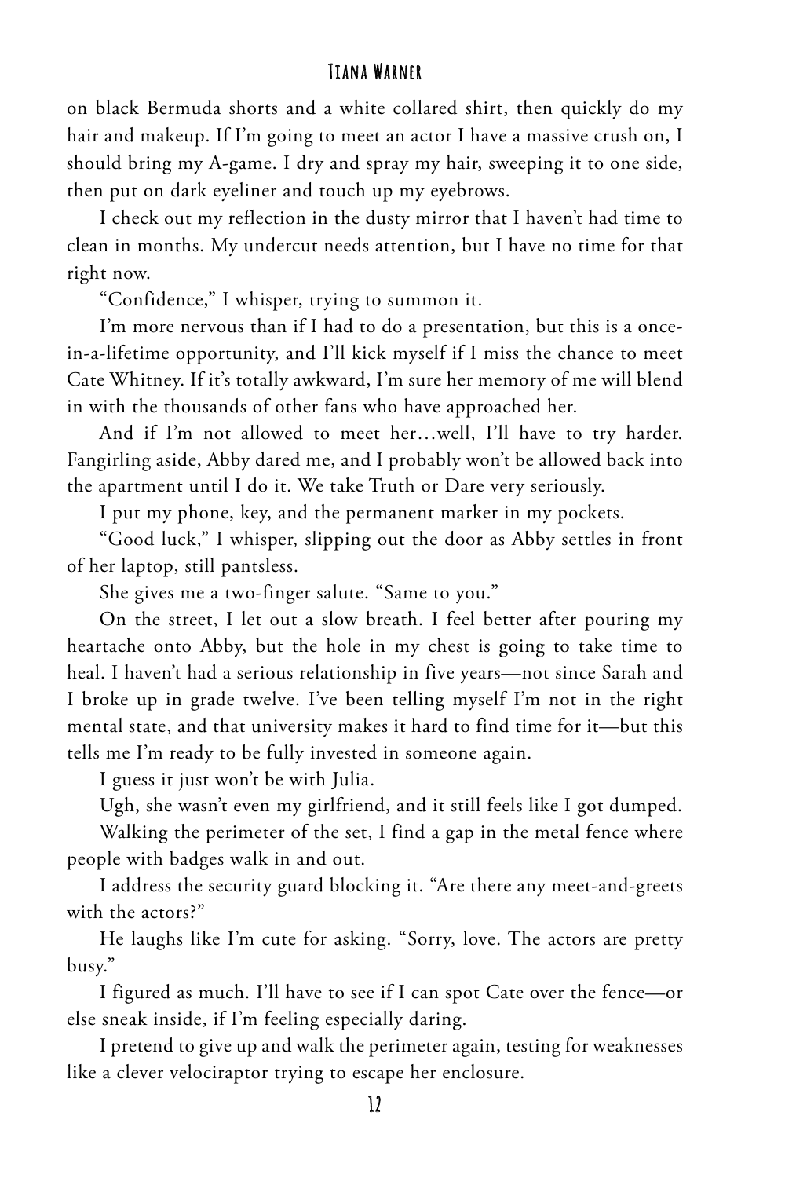on black Bermuda shorts and a white collared shirt, then quickly do my hair and makeup. If I'm going to meet an actor I have a massive crush on, I should bring my A-game. I dry and spray my hair, sweeping it to one side, then put on dark eyeliner and touch up my eyebrows.

I check out my reflection in the dusty mirror that I haven't had time to clean in months. My undercut needs attention, but I have no time for that right now.

"Confidence," I whisper, trying to summon it.

I'm more nervous than if I had to do a presentation, but this is a once-in-a-lifetime opportunity, and I'll kick myself if I miss the chance to meet Cate Whitney. If it's totally awkward, I'm sure her memory of me will blend in with the thousands of other fans who have approached her.

And if I'm not allowed to meet her…well, I'll have to try harder. Fangirling aside, Abby dared me, and I probably won't be allowed back into the apartment until I do it. We take Truth or Dare very seriously.

I put my phone, key, and the permanent marker in my pockets.

"Good luck," I whisper, slipping out the door as Abby settles in front of her laptop, still pantsless.

She gives me a two-finger salute. "Same to you."

On the street, I let out a slow breath. I feel better after pouring my heartache onto Abby, but the hole in my chest is going to take time to heal. I haven't had a serious relationship in five years—not since Sarah and I broke up in grade twelve. I've been telling myself I'm not in the right mental state, and that university makes it hard to find time for it—but this tells me I'm ready to be fully invested in someone again.

I guess it just won't be with Julia.

Ugh, she wasn't even my girlfriend, and it still feels like I got dumped.

Walking the perimeter of the set, I find a gap in the metal fence where people with badges walk in and out.

I address the security guard blocking it. "Are there any meet-and-greets with the actors?"

He laughs like I'm cute for asking. "Sorry, love. The actors are pretty busy."

I figured as much. I'll have to see if I can spot Cate over the fence—or else sneak inside, if I'm feeling especially daring.

I pretend to give up and walk the perimeter again, testing for weaknesses like a clever velociraptor trying to escape her enclosure.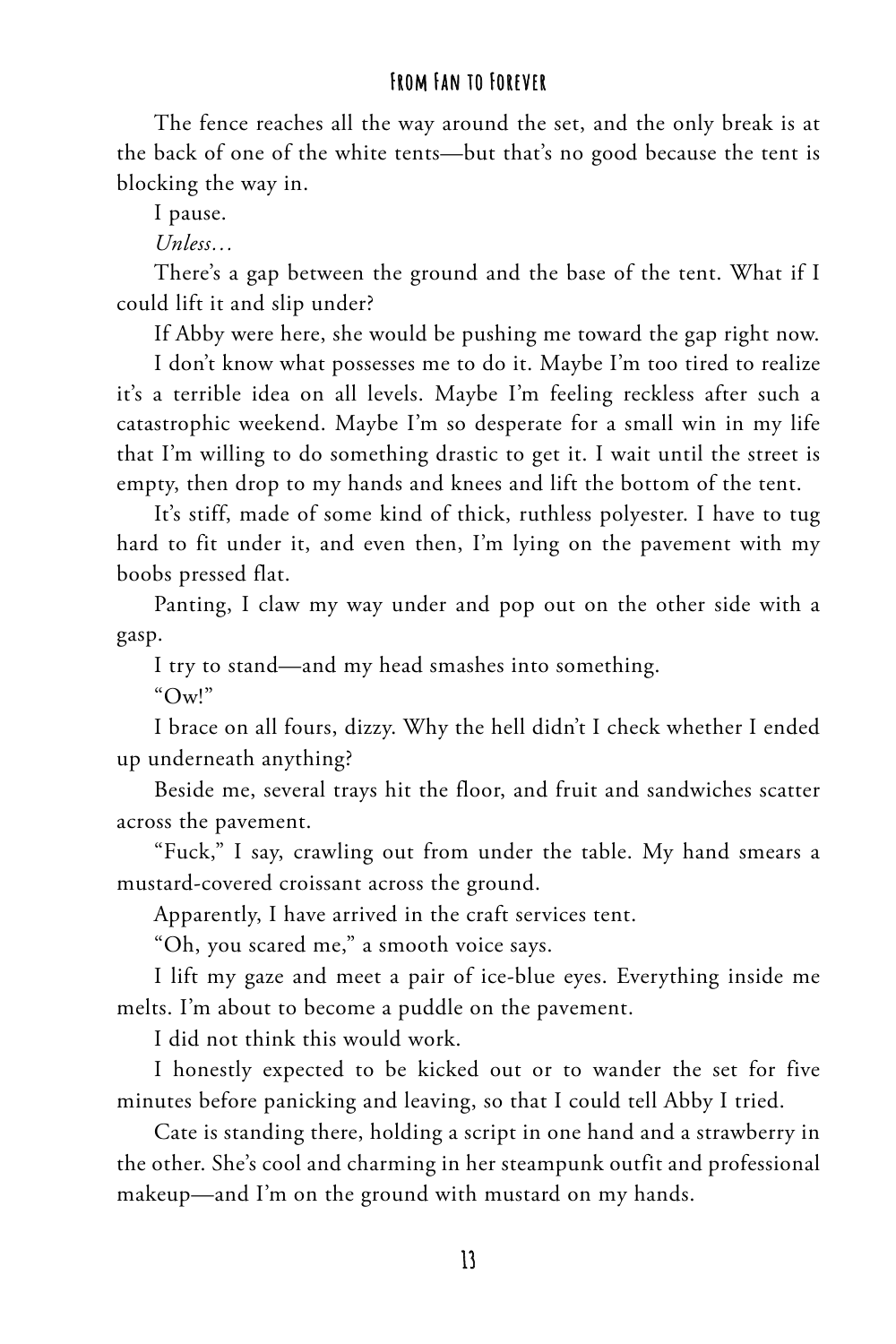The fence reaches all the way around the set, and the only break is at the back of one of the white tents—but that's no good because the tent is blocking the way in.

I pause.

*Unless…*

There's a gap between the ground and the base of the tent. What if I could lift it and slip under?

If Abby were here, she would be pushing me toward the gap right now.

I don't know what possesses me to do it. Maybe I'm too tired to realize it's a terrible idea on all levels. Maybe I'm feeling reckless after such a catastrophic weekend. Maybe I'm so desperate for a small win in my life that I'm willing to do something drastic to get it. I wait until the street is empty, then drop to my hands and knees and lift the bottom of the tent.

It's stiff, made of some kind of thick, ruthless polyester. I have to tug hard to fit under it, and even then, I'm lying on the pavement with my boobs pressed flat.

Panting, I claw my way under and pop out on the other side with a gasp.

I try to stand—and my head smashes into something.

"Ow!"

I brace on all fours, dizzy. Why the hell didn't I check whether I ended up underneath anything?

Beside me, several trays hit the floor, and fruit and sandwiches scatter across the pavement.

"Fuck," I say, crawling out from under the table. My hand smears a mustard-covered croissant across the ground.

Apparently, I have arrived in the craft services tent.

"Oh, you scared me," a smooth voice says.

I lift my gaze and meet a pair of ice-blue eyes. Everything inside me melts. I'm about to become a puddle on the pavement.

I did not think this would work.

I honestly expected to be kicked out or to wander the set for five minutes before panicking and leaving, so that I could tell Abby I tried.

Cate is standing there, holding a script in one hand and a strawberry in the other. She's cool and charming in her steampunk outfit and professional makeup—and I'm on the ground with mustard on my hands.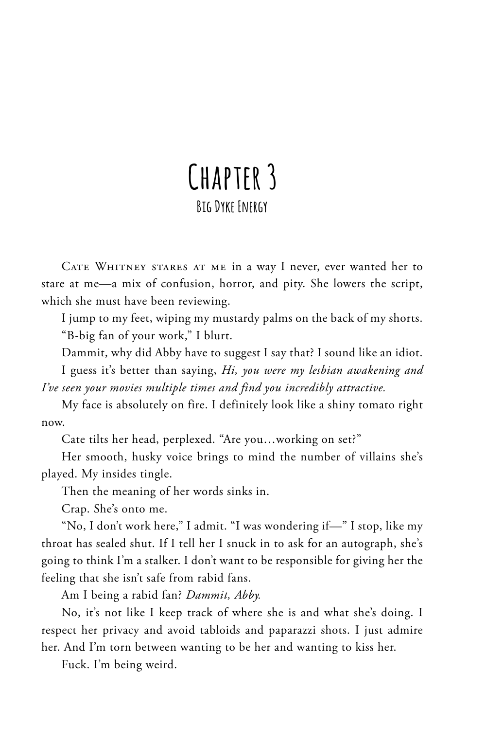# Chapter 3

## Big Dyke Energy

Cate Whitney stares at me in a way I never, ever wanted her to stare at me—a mix of confusion, horror, and pity. She lowers the script, which she must have been reviewing.

I jump to my feet, wiping my mustardy palms on the back of my shorts.

"B-big fan of your work," I blurt.

Dammit, why did Abby have to suggest I say that? I sound like an idiot.

I guess it's better than saying, *Hi, you were my lesbian awakening and I've seen your movies multiple times and find you incredibly attractive.*

My face is absolutely on fire. I definitely look like a shiny tomato right now.

Cate tilts her head, perplexed. "Are you…working on set?"

Her smooth, husky voice brings to mind the number of villains she's played. My insides tingle.

Then the meaning of her words sinks in.

Crap. She's onto me.

"No, I don't work here," I admit. "I was wondering if—" I stop, like my throat has sealed shut. If I tell her I snuck in to ask for an autograph, she's going to think I'm a stalker. I don't want to be responsible for giving her the feeling that she isn't safe from rabid fans.

Am I being a rabid fan? *Dammit, Abby.*

No, it's not like I keep track of where she is and what she's doing. I respect her privacy and avoid tabloids and paparazzi shots. I just admire her. And I'm torn between wanting to be her and wanting to kiss her.

Fuck. I'm being weird.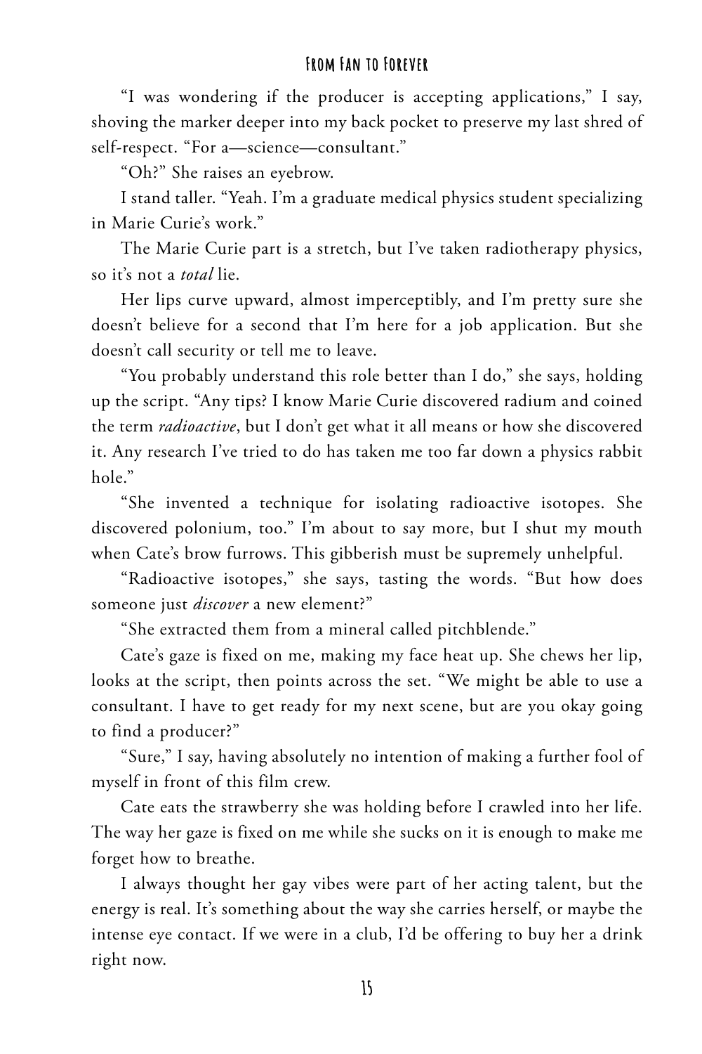"I was wondering if the producer is accepting applications," I say, shoving the marker deeper into my back pocket to preserve my last shred of self-respect. "For a—science—consultant."

"Oh?" She raises an eyebrow.

I stand taller. "Yeah. I'm a graduate medical physics student specializing in Marie Curie's work."

The Marie Curie part is a stretch, but I've taken radiotherapy physics, so it's not a *total* lie.

Her lips curve upward, almost imperceptibly, and I'm pretty sure she doesn't believe for a second that I'm here for a job application. But she doesn't call security or tell me to leave.

"You probably understand this role better than I do," she says, holding up the script. "Any tips? I know Marie Curie discovered radium and coined the term *radioactive*, but I don't get what it all means or how she discovered it. Any research I've tried to do has taken me too far down a physics rabbit hole."

"She invented a technique for isolating radioactive isotopes. She discovered polonium, too." I'm about to say more, but I shut my mouth when Cate's brow furrows. This gibberish must be supremely unhelpful.

"Radioactive isotopes," she says, tasting the words. "But how does someone just *discover* a new element?"

"She extracted them from a mineral called pitchblende."

Cate's gaze is fixed on me, making my face heat up. She chews her lip, looks at the script, then points across the set. "We might be able to use a consultant. I have to get ready for my next scene, but are you okay going to find a producer?"

"Sure," I say, having absolutely no intention of making a further fool of myself in front of this film crew.

Cate eats the strawberry she was holding before I crawled into her life. The way her gaze is fixed on me while she sucks on it is enough to make me forget how to breathe.

I always thought her gay vibes were part of her acting talent, but the energy is real. It's something about the way she carries herself, or maybe the intense eye contact. If we were in a club, I'd be offering to buy her a drink right now.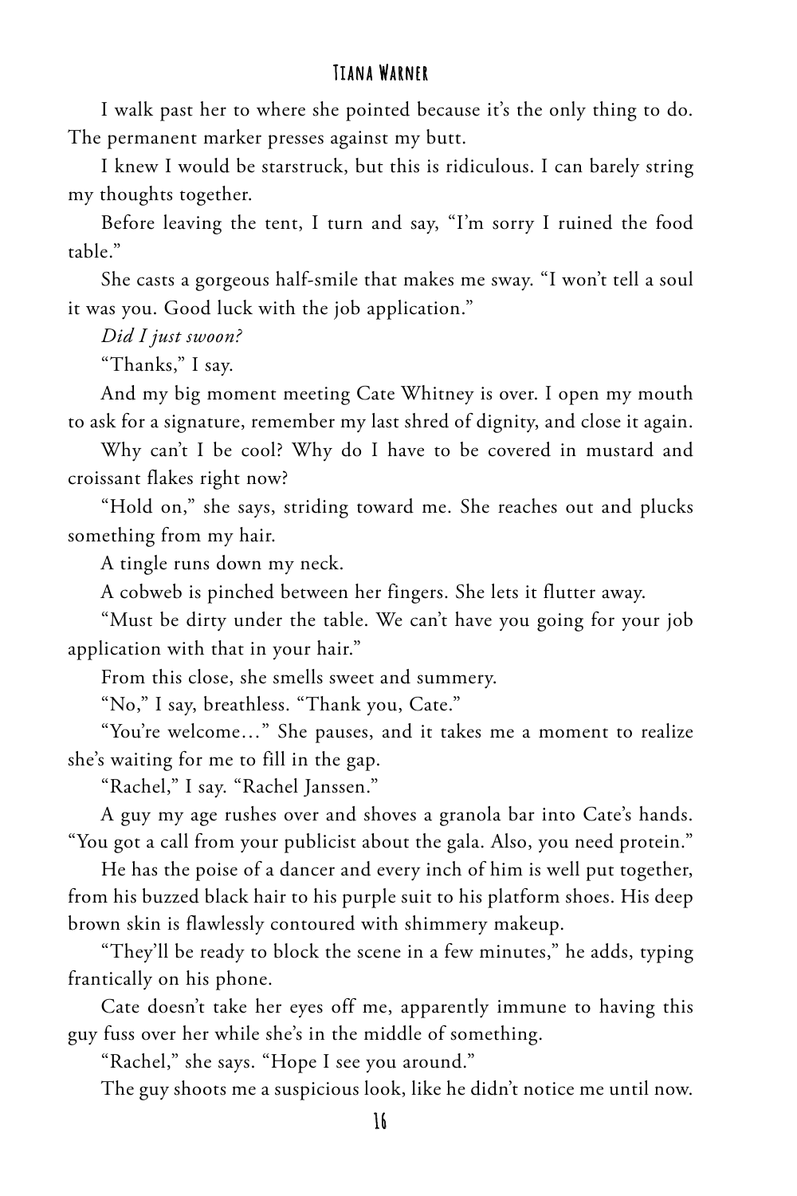I walk past her to where she pointed because it's the only thing to do. The permanent marker presses against my butt.

I knew I would be starstruck, but this is ridiculous. I can barely string my thoughts together.

Before leaving the tent, I turn and say, "I'm sorry I ruined the food table."

She casts a gorgeous half-smile that makes me sway. "I won't tell a soul it was you. Good luck with the job application."

*Did I just swoon?*

"Thanks," I say.

And my big moment meeting Cate Whitney is over. I open my mouth to ask for a signature, remember my last shred of dignity, and close it again.

Why can't I be cool? Why do I have to be covered in mustard and croissant flakes right now?

"Hold on," she says, striding toward me. She reaches out and plucks something from my hair.

A tingle runs down my neck.

A cobweb is pinched between her fingers. She lets it flutter away.

"Must be dirty under the table. We can't have you going for your job application with that in your hair."

From this close, she smells sweet and summery.

"No," I say, breathless. "Thank you, Cate."

"You're welcome…" She pauses, and it takes me a moment to realize she's waiting for me to fill in the gap.

"Rachel," I say. "Rachel Janssen."

A guy my age rushes over and shoves a granola bar into Cate's hands. "You got a call from your publicist about the gala. Also, you need protein."

He has the poise of a dancer and every inch of him is well put together, from his buzzed black hair to his purple suit to his platform shoes. His deep brown skin is flawlessly contoured with shimmery makeup.

"They'll be ready to block the scene in a few minutes," he adds, typing frantically on his phone.

Cate doesn't take her eyes off me, apparently immune to having this guy fuss over her while she's in the middle of something.

"Rachel," she says. "Hope I see you around."

The guy shoots me a suspicious look, like he didn't notice me until now.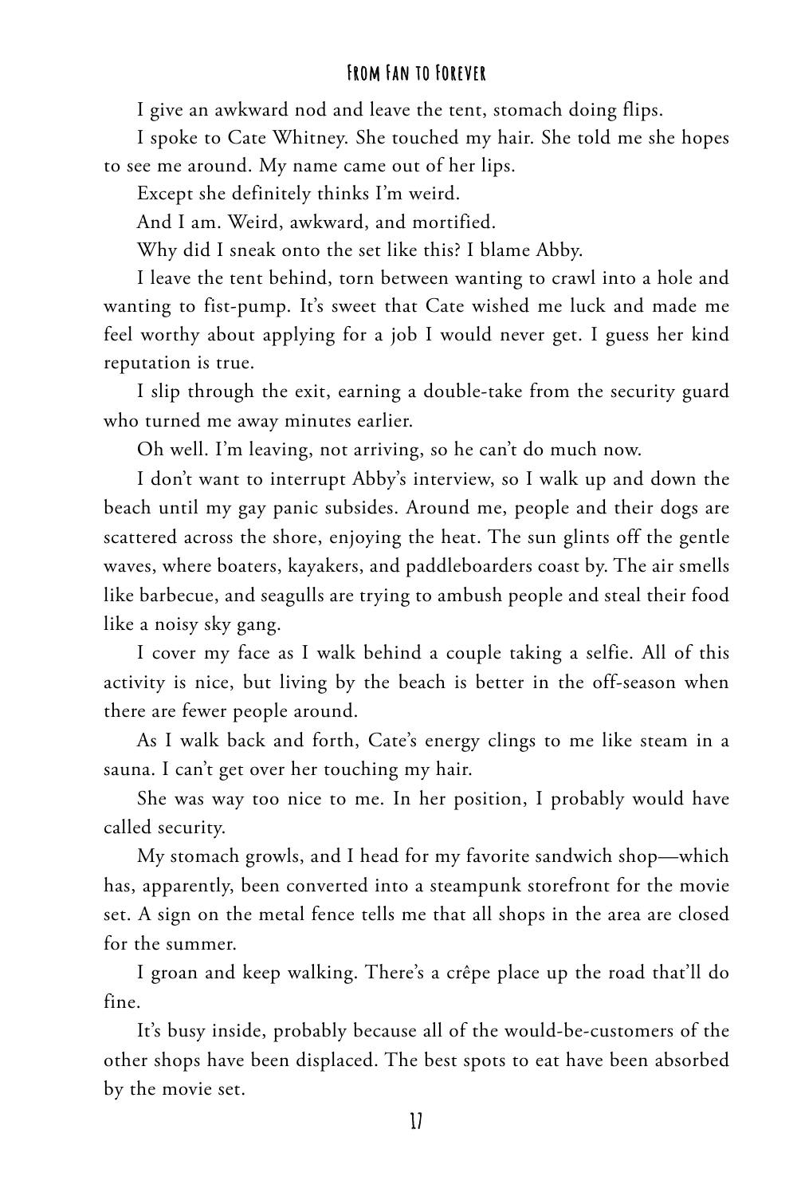I give an awkward nod and leave the tent, stomach doing flips.

I spoke to Cate Whitney. She touched my hair. She told me she hopes to see me around. My name came out of her lips.

Except she definitely thinks I'm weird.

And I am. Weird, awkward, and mortified.

Why did I sneak onto the set like this? I blame Abby.

I leave the tent behind, torn between wanting to crawl into a hole and wanting to fist-pump. It's sweet that Cate wished me luck and made me feel worthy about applying for a job I would never get. I guess her kind reputation is true.

I slip through the exit, earning a double-take from the security guard who turned me away minutes earlier.

Oh well. I'm leaving, not arriving, so he can't do much now.

I don't want to interrupt Abby's interview, so I walk up and down the beach until my gay panic subsides. Around me, people and their dogs are scattered across the shore, enjoying the heat. The sun glints off the gentle waves, where boaters, kayakers, and paddleboarders coast by. The air smells like barbecue, and seagulls are trying to ambush people and steal their food like a noisy sky gang.

I cover my face as I walk behind a couple taking a selfie. All of this activity is nice, but living by the beach is better in the off-season when there are fewer people around.

As I walk back and forth, Cate's energy clings to me like steam in a sauna. I can't get over her touching my hair.

She was way too nice to me. In her position, I probably would have called security.

My stomach growls, and I head for my favorite sandwich shop—which has, apparently, been converted into a steampunk storefront for the movie set. A sign on the metal fence tells me that all shops in the area are closed for the summer.

I groan and keep walking. There's a crêpe place up the road that'll do fine.

It's busy inside, probably because all of the would-be-customers of the other shops have been displaced. The best spots to eat have been absorbed by the movie set.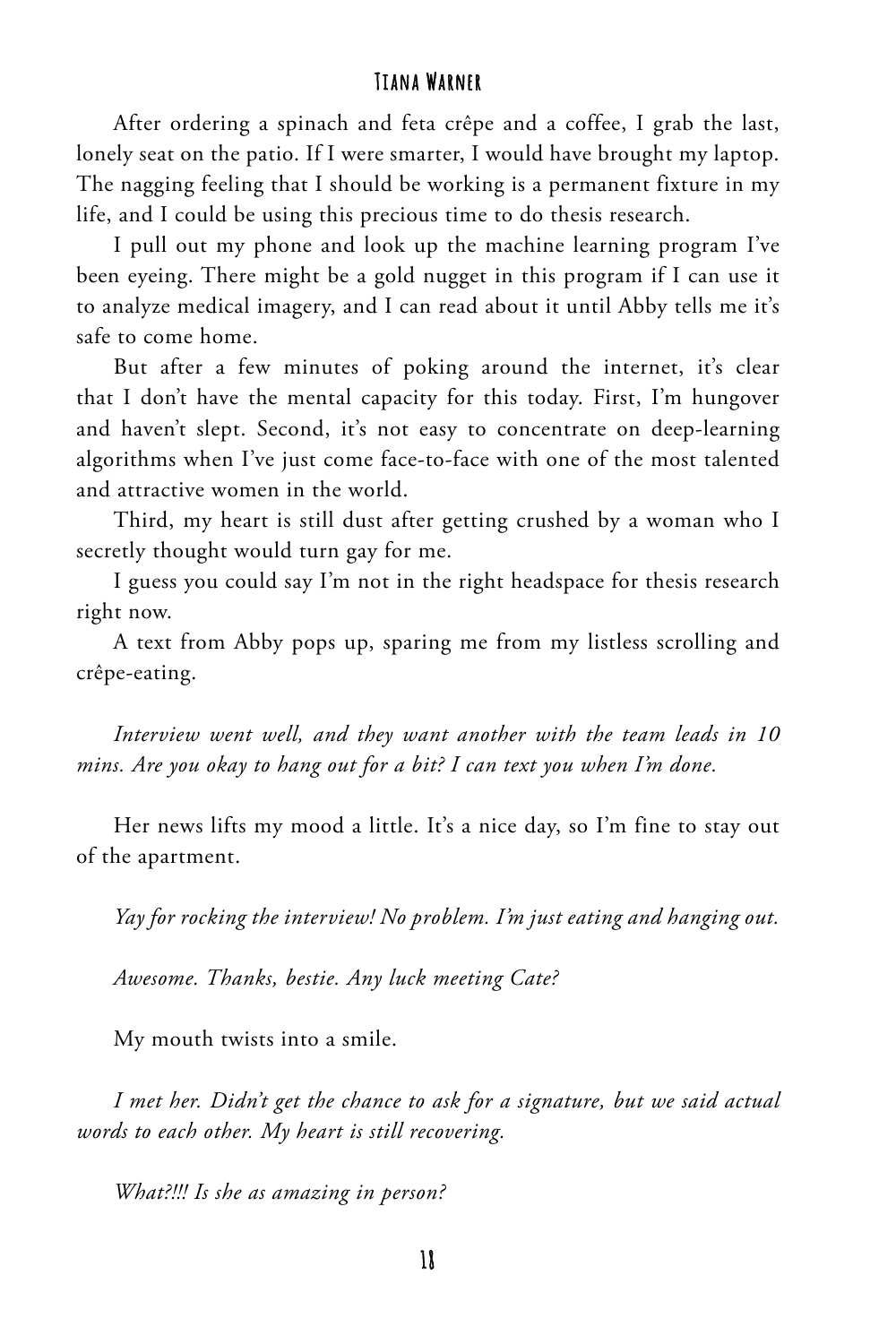After ordering a spinach and feta crêpe and a coffee, I grab the last, lonely seat on the patio. If I were smarter, I would have brought my laptop. The nagging feeling that I should be working is a permanent fixture in my life, and I could be using this precious time to do thesis research.

I pull out my phone and look up the machine learning program I've been eyeing. There might be a gold nugget in this program if I can use it to analyze medical imagery, and I can read about it until Abby tells me it's safe to come home.

But after a few minutes of poking around the internet, it's clear that I don't have the mental capacity for this today. First, I'm hungover and haven't slept. Second, it's not easy to concentrate on deep-learning algorithms when I've just come face-to-face with one of the most talented and attractive women in the world.

Third, my heart is still dust after getting crushed by a woman who I secretly thought would turn gay for me.

I guess you could say I'm not in the right headspace for thesis research right now.

A text from Abby pops up, sparing me from my listless scrolling and crêpe-eating.

*Interview went well, and they want another with the team leads in 10 mins. Are you okay to hang out for a bit? I can text you when I'm done.*

Her news lifts my mood a little. It's a nice day, so I'm fine to stay out of the apartment.

*Yay for rocking the interview! No problem. I'm just eating and hanging out.*

*Awesome. Thanks, bestie. Any luck meeting Cate?*

My mouth twists into a smile.

*I met her. Didn't get the chance to ask for a signature, but we said actual words to each other. My heart is still recovering.*

*What?!!! Is she as amazing in person?*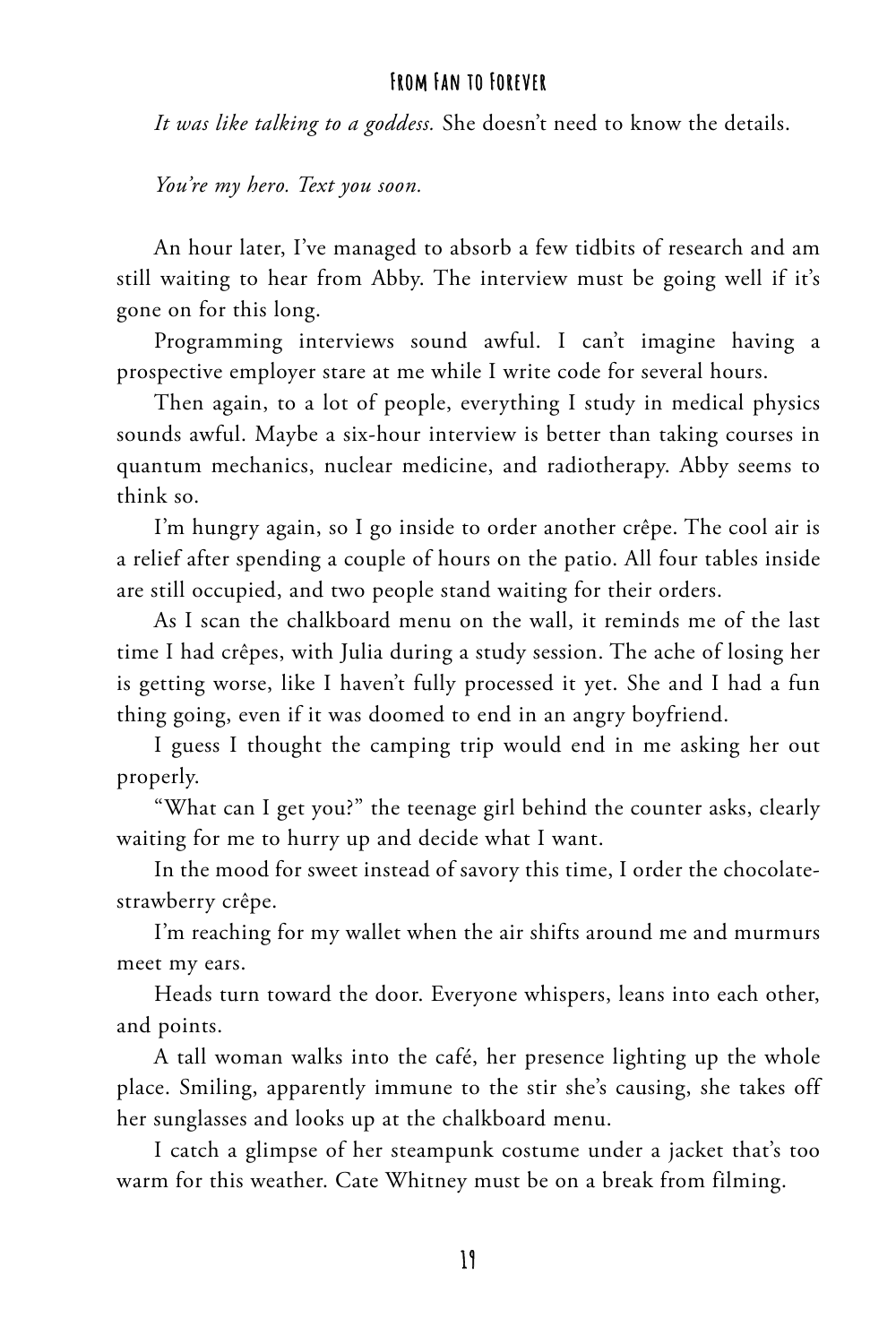*It was like talking to a goddess.* She doesn't need to know the details.

*You're my hero. Text you soon.*

An hour later, I've managed to absorb a few tidbits of research and am still waiting to hear from Abby. The interview must be going well if it's gone on for this long.

Programming interviews sound awful. I can't imagine having a prospective employer stare at me while I write code for several hours.

Then again, to a lot of people, everything I study in medical physics sounds awful. Maybe a six-hour interview is better than taking courses in quantum mechanics, nuclear medicine, and radiotherapy. Abby seems to think so.

I'm hungry again, so I go inside to order another crêpe. The cool air is a relief after spending a couple of hours on the patio. All four tables inside are still occupied, and two people stand waiting for their orders.

As I scan the chalkboard menu on the wall, it reminds me of the last time I had crêpes, with Julia during a study session. The ache of losing her is getting worse, like I haven't fully processed it yet. She and I had a fun thing going, even if it was doomed to end in an angry boyfriend.

I guess I thought the camping trip would end in me asking her out properly.

"What can I get you?" the teenage girl behind the counter asks, clearly waiting for me to hurry up and decide what I want.

In the mood for sweet instead of savory this time, I order the chocolate-strawberry crêpe.

I'm reaching for my wallet when the air shifts around me and murmurs meet my ears.

Heads turn toward the door. Everyone whispers, leans into each other, and points.

A tall woman walks into the café, her presence lighting up the whole place. Smiling, apparently immune to the stir she's causing, she takes off her sunglasses and looks up at the chalkboard menu.

I catch a glimpse of her steampunk costume under a jacket that's too warm for this weather. Cate Whitney must be on a break from filming.